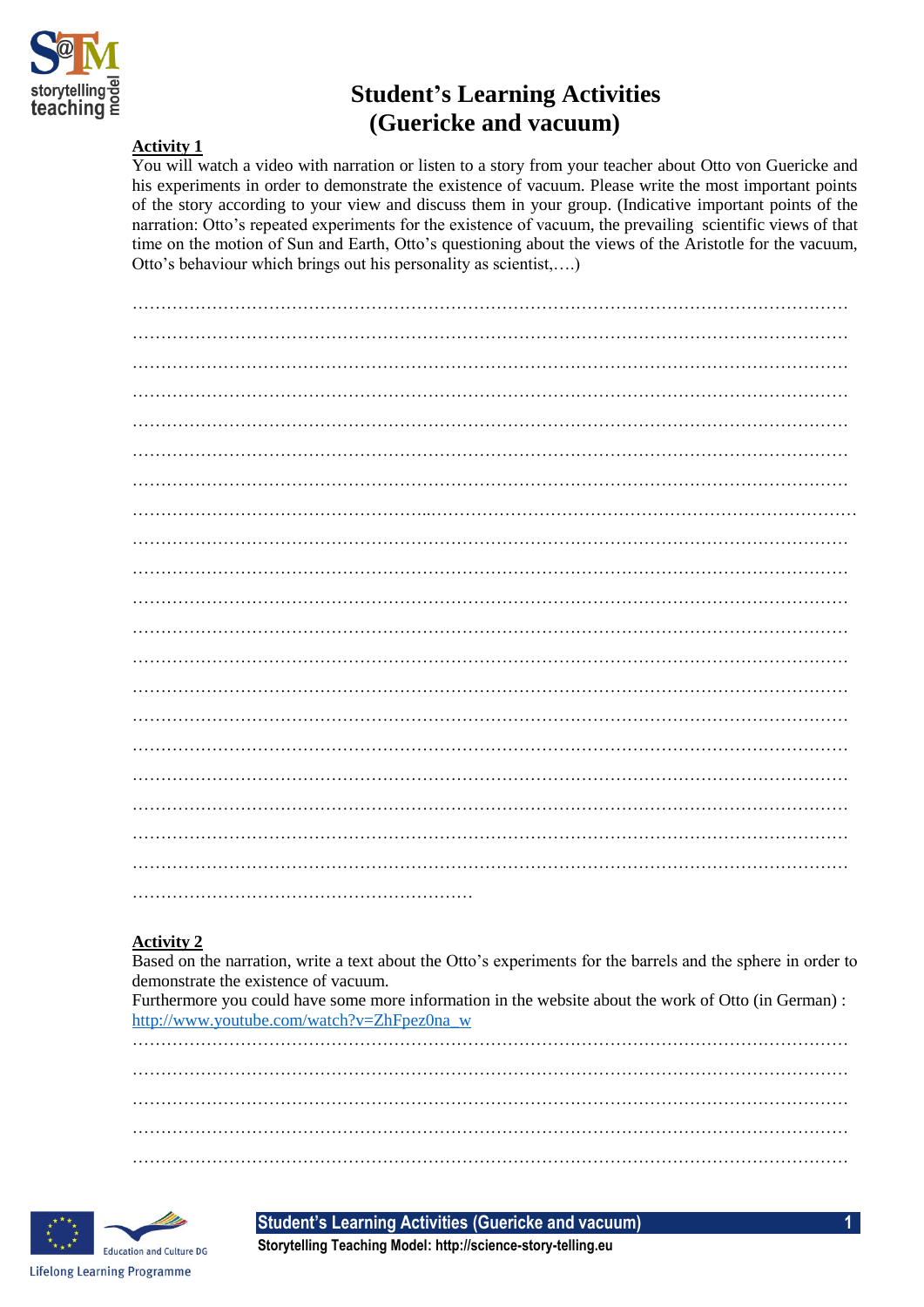# Student's Learning Activities (Guericke and vacuum)

**Activity 1**

You will watch a video with narration or listen to a story from your teacher about Otto von Guericke and his experiments in order to demonstrate the existence of vacuum. Please write the most important points of the story according to your view and discuss them in your group. (Indicative important points of the narration: Otto's repeated experiments for the existence of vacuum, the prevailing scientific views of that time on the motion of Sun and Earth, Otto's questioning about the views of the Aristotle for the vacuum, Otto's behaviour which brings out his personality as scientist,….)

……………………………………………………………………………………………………………
……………………………………………………………………………………………………………
……………………………………………………………………………………………………………
……………………………………………………………………………………………………………
……………………………………………………………………………………………………………
……………………………………………………………………………………………………………
……………………………………………………………………………………………………………
……………………………………………………………………………………………………………
……………………………………………………………………………………………………………
……………………………………………………………………………………………………………
……………………………………………………………………………………………………………
……………………………………………………………………………………………………………
……………………………………………………………………………………………………………
……………………………………………………………………………………………………………
……………………………………………………………………………………………………………
……………………………………………………………………………………………………………
……………………………………………………………………………………………………………
……………………………………………………………………………………………………………
……………………………………………………………………………………………………………
……………………………………………………………………………………………………………
…………………………………………………………

**Activity 2**

Based on the narration, write a text about the Otto's experiments for the barrels and the sphere in order to demonstrate the existence of vacuum.

Furthermore you could have some more information in the website about the work of Otto (in German) : http://www.youtube.com/watch?v=ZhFpez0na_w

……………………………………………………………………………………………………………
……………………………………………………………………………………………………………
……………………………………………………………………………………………………………
……………………………………………………………………………………………………………
……………………………………………………………………………………………………………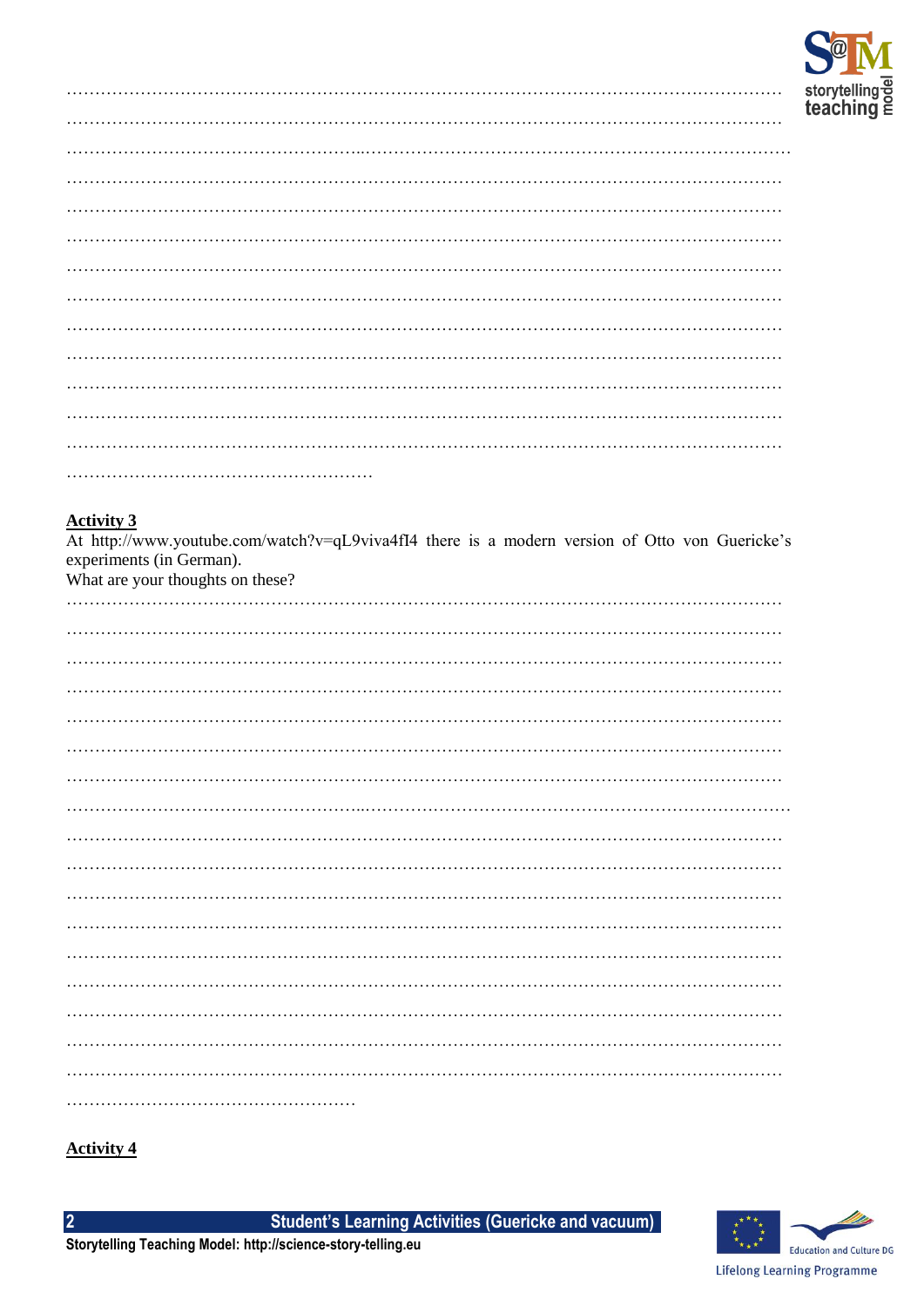……………………………………………………………………………………………………………
……………………………………………………………………………………………………………
……………………………………………………………………………………………………………
……………………………………………………………………………………………………………
……………………………………………………………………………………………………………
……………………………………………………………………………………………………………
……………………………………………………………………………………………………………
……………………………………………………………………………………………………………
……………………………………………………………………………………………………………
……………………………………………………………………………………………………………
……………………………………………………………………………………………………………
……………………………………………………………………………………………………………
……………………………………………………………………………………………………………
………………………………………………

**Activity 3**

At http://www.youtube.com/watch?v=qL9viva4fI4 there is a modern version of Otto von Guericke's experiments (in German).
What are your thoughts on these?

……………………………………………………………………………………………………………
……………………………………………………………………………………………………………
……………………………………………………………………………………………………………
……………………………………………………………………………………………………………
……………………………………………………………………………………………………………
……………………………………………………………………………………………………………
……………………………………………………………………………………………………………
……………………………………………………………………………………………………………
……………………………………………………………………………………………………………
……………………………………………………………………………………………………………
……………………………………………………………………………………………………………
……………………………………………………………………………………………………………
……………………………………………………………………………………………………………
……………………………………………………………………………………………………………
……………………………………………………………………………………………………………
……………………………………………………………………………………………………………
……………………………………………………………………………………………………………
………………………………………………

**Activity 4**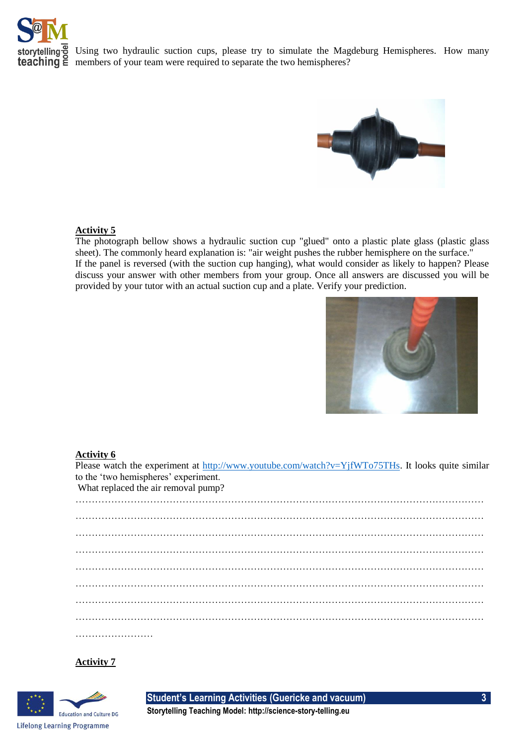Using two hydraulic suction cups, please try to simulate the Magdeburg Hemispheres. How many members of your team were required to separate the two hemispheres?

**Activity 5**

The photograph bellow shows a hydraulic suction cup "glued" onto a plastic plate glass (plastic glass sheet). The commonly heard explanation is: "air weight pushes the rubber hemisphere on the surface."
If the panel is reversed (with the suction cup hanging), what would consider as likely to happen? Please discuss your answer with other members from your group. Once all answers are discussed you will be provided by your tutor with an actual suction cup and a plate. Verify your prediction.

**Activity 6**

Please watch the experiment at [http://www.youtube.com/watch?v=YjfWTo75THs](http://www.youtube.com/watch?v=YjfWTo75THs). It looks quite similar to the 'two hemispheres' experiment.
What replaced the air removal pump?

…………………………………………………………………………………………………………
…………………………………………………………………………………………………………
…………………………………………………………………………………………………………
…………………………………………………………………………………………………………
…………………………………………………………………………………………………………
…………………………………………………………………………………………………………
…………………………………………………………………………………………………………
…………………………………………………………………………………………………………
……………………

**Activity 7**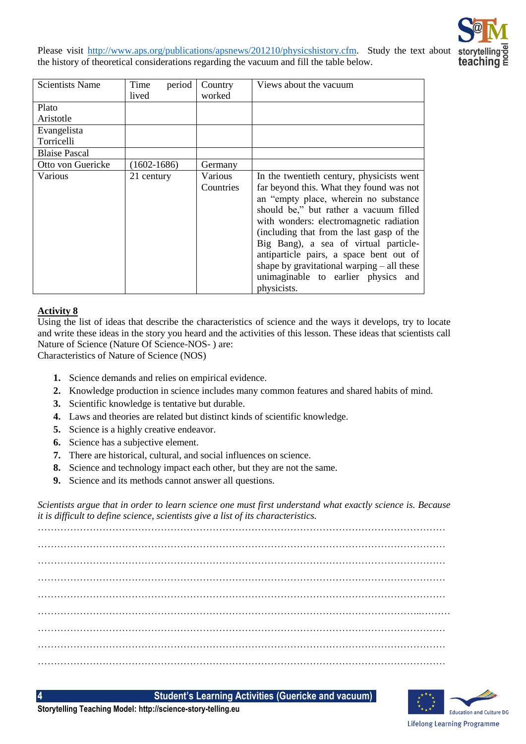Please visit http://www.aps.org/publications/apsnews/201210/physicshistory.cfm. Study the text about the history of theoretical considerations regarding the vacuum and fill the table below.

| Scientists Name | Time period lived | Country worked | Views about the vacuum |
|---|---|---|---|
| Plato Aristotle | | | |
| Evangelista Torricelli | | | |
| Blaise Pascal | | | |
| Otto von Guericke | (1602-1686) | Germany | |
| Various | 21 century | Various Countries | In the twentieth century, physicists went far beyond this. What they found was not an "empty place, wherein no substance should be," but rather a vacuum filled with wonders: electromagnetic radiation (including that from the last gasp of the Big Bang), a sea of virtual particle-antiparticle pairs, a space bent out of shape by gravitational warping – all these unimaginable to earlier physics and physicists. |

**Activity 8**

Using the list of ideas that describe the characteristics of science and the ways it develops, try to locate and write these ideas in the story you heard and the activities of this lesson. These ideas that scientists call Nature of Science (Nature Of Science-NOS- ) are:

Characteristics of Nature of Science (NOS)

1. Science demands and relies on empirical evidence.
2. Knowledge production in science includes many common features and shared habits of mind.
3. Scientific knowledge is tentative but durable.
4. Laws and theories are related but distinct kinds of scientific knowledge.
5. Science is a highly creative endeavor.
6. Science has a subjective element.
7. There are historical, cultural, and social influences on science.
8. Science and technology impact each other, but they are not the same.
9. Science and its methods cannot answer all questions.

*Scientists argue that in order to learn science one must first understand what exactly science is. Because it is difficult to define science, scientists give a list of its characteristics.*

…………………………………………………………………………………………………………

…………………………………………………………………………………………………………

…………………………………………………………………………………………………………

…………………………………………………………………………………………………………

…………………………………………………………………………………………………………

…………………………………………………………………………………………………………

…………………………………………………………………………………………………………

…………………………………………………………………………………………………………

…………………………………………………………………………………………………………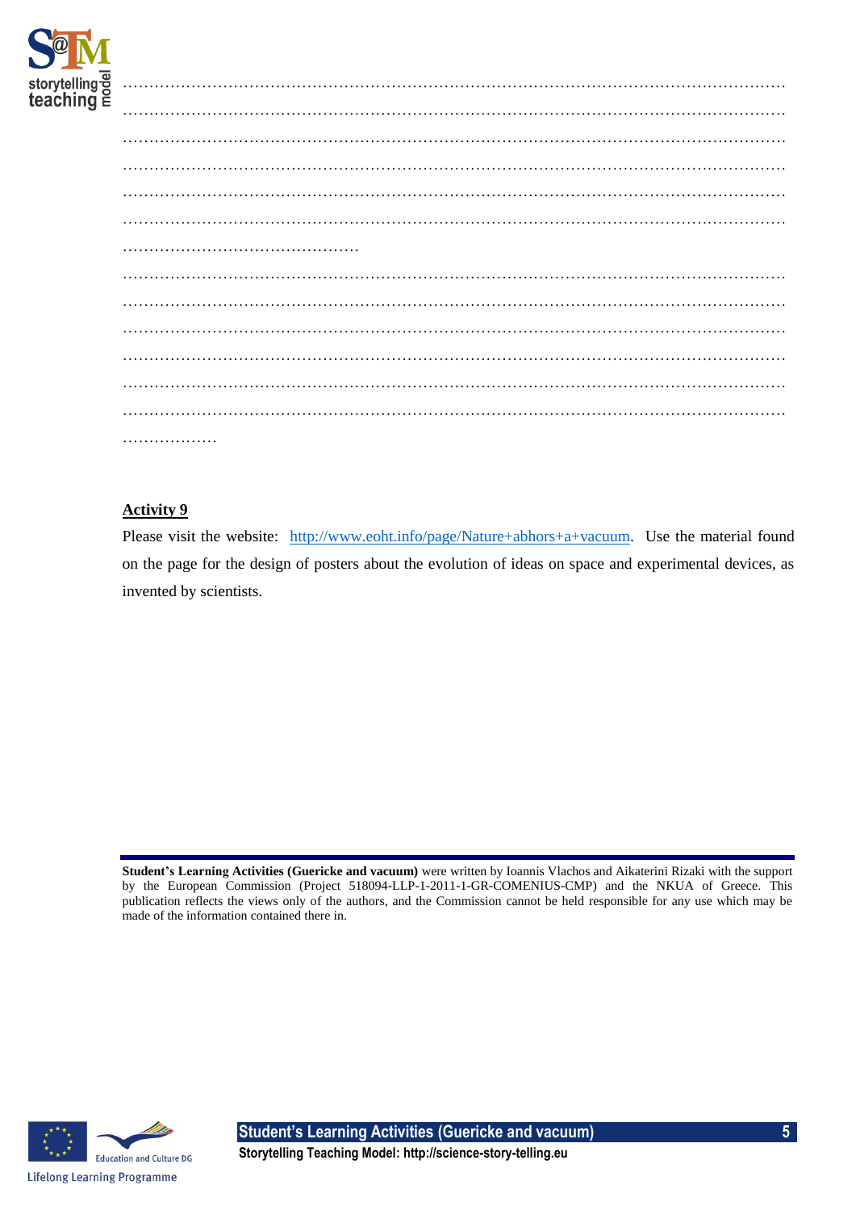……………………………………………………………………………………………………………………
……………………………………………………………………………………………………………………
……………………………………………………………………………………………………………………
……………………………………………………………………………………………………………………
……………………………………………………………………………………………………………………
……………………………………………………………………………………………………………………
………………………………………
……………………………………………………………………………………………………………………
……………………………………………………………………………………………………………………
……………………………………………………………………………………………………………………
……………………………………………………………………………………………………………………
……………………………………………………………………………………………………………………
……………………………………………………………………………………………………………………
………………

**Activity 9**

Please visit the website: [http://www.eoht.info/page/Nature+abhors+a+vacuum](http://www.eoht.info/page/Nature+abhors+a+vacuum). Use the material found on the page for the design of posters about the evolution of ideas on space and experimental devices, as invented by scientists.

---

**Student's Learning Activities (Guericke and vacuum)** were written by Ioannis Vlachos and Aikaterini Rizaki with the support by the European Commission (Project 518094-LLP-1-2011-1-GR-COMENIUS-CMP) and the NKUA of Greece. This publication reflects the views only of the authors, and the Commission cannot be held responsible for any use which may be made of the information contained there in.